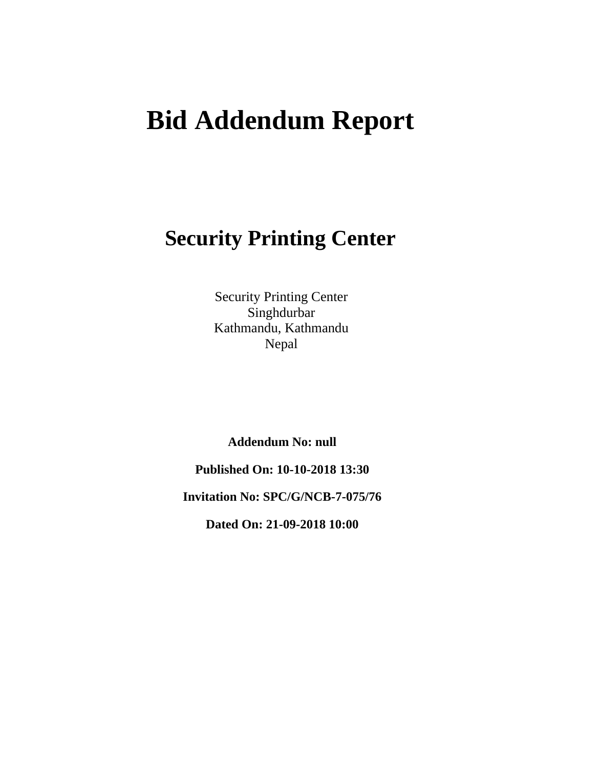# Bid Addendum Report

## Security Printing Center

Security Printing Center
Singhdurbar
Kathmandu, Kathmandu
Nepal

**Addendum No: null**

**Published On: 10-10-2018 13:30**

**Invitation No: SPC/G/NCB-7-075/76**

**Dated On: 21-09-2018 10:00**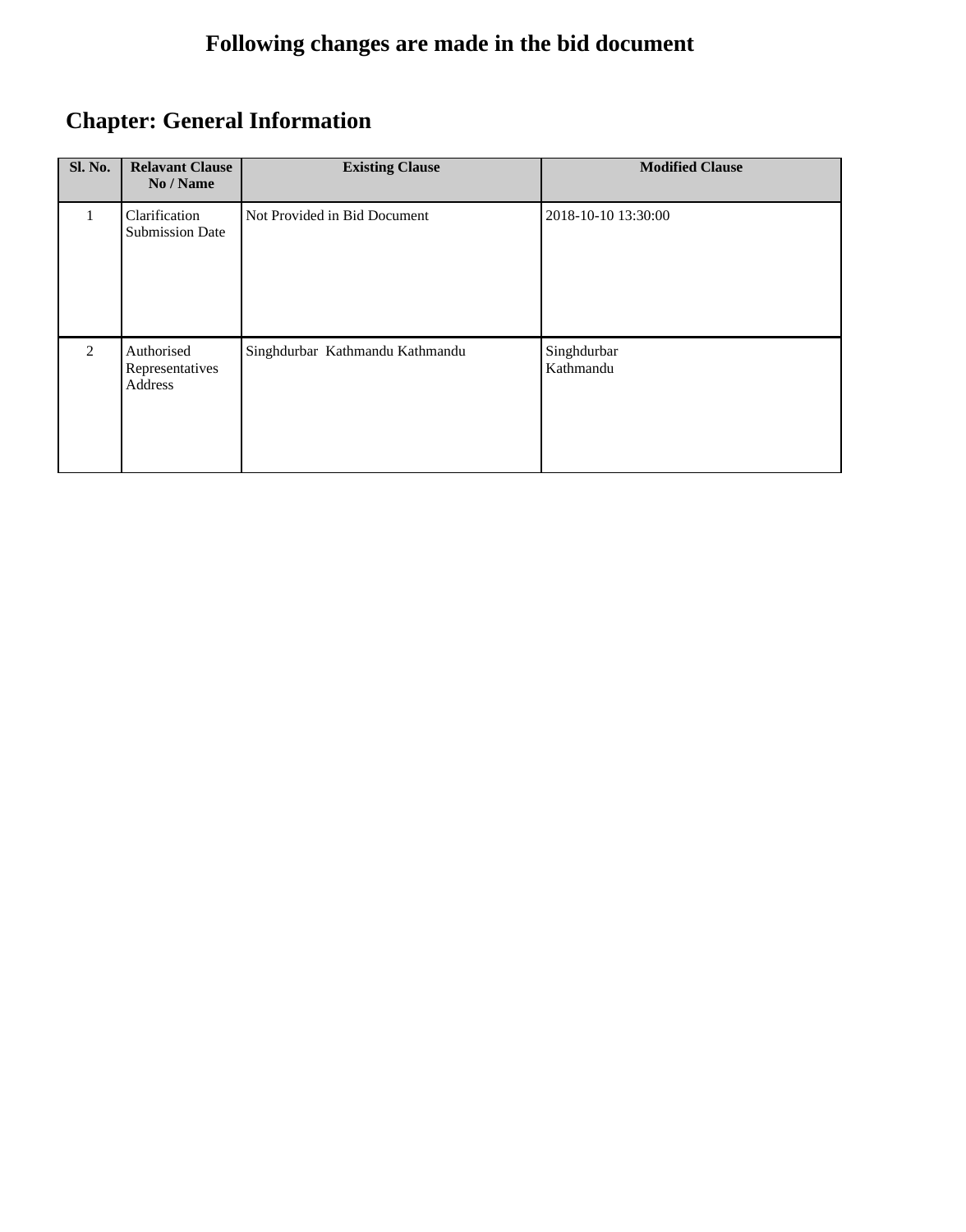# Following changes are made in the bid document

## Chapter: General Information

| Sl. No. | Relavant Clause No / Name | Existing Clause | Modified Clause |
|---|---|---|---|
| 1 | Clarification Submission Date | Not Provided in Bid Document | 2018-10-10 13:30:00 |
| 2 | Authorised Representatives Address | Singhdurbar  Kathmandu Kathmandu | Singhdurbar<br>Kathmandu |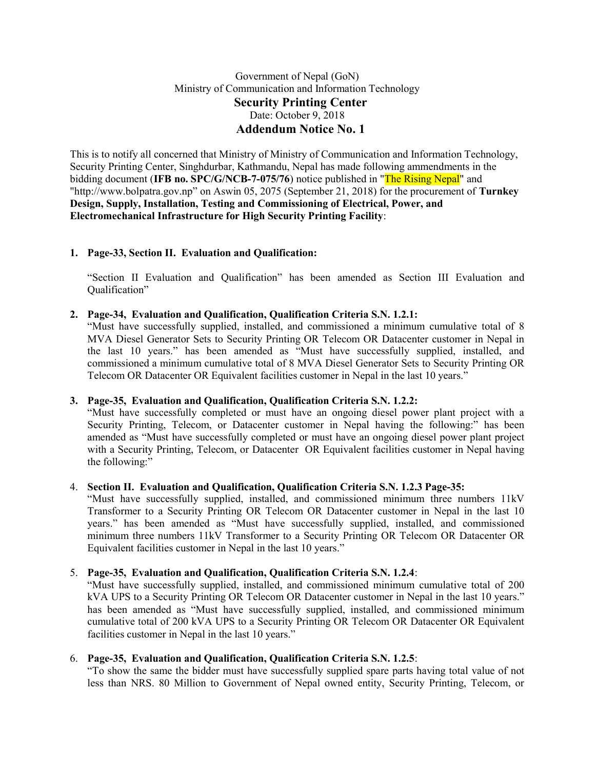Government of Nepal (GoN)
Ministry of Communication and Information Technology

# Security Printing Center

Date: October 9, 2018

## Addendum Notice No. 1

This is to notify all concerned that Ministry of Ministry of Communication and Information Technology, Security Printing Center, Singhdurbar, Kathmandu, Nepal has made following ammendments in the bidding document (**IFB no. SPC/G/NCB-7-075/76**) notice published in "The Rising Nepal" and "http://www.bolpatra.gov.np" on Aswin 05, 2075 (September 21, 2018) for the procurement of **Turnkey Design, Supply, Installation, Testing and Commissioning of Electrical, Power, and Electromechanical Infrastructure for High Security Printing Facility**:

1. **Page-33, Section II. Evaluation and Qualification:**

   "Section II Evaluation and Qualification" has been amended as Section III Evaluation and Qualification"

2. **Page-34, Evaluation and Qualification, Qualification Criteria S.N. 1.2.1:**
   "Must have successfully supplied, installed, and commissioned a minimum cumulative total of 8 MVA Diesel Generator Sets to Security Printing OR Telecom OR Datacenter customer in Nepal in the last 10 years." has been amended as "Must have successfully supplied, installed, and commissioned a minimum cumulative total of 8 MVA Diesel Generator Sets to Security Printing OR Telecom OR Datacenter OR Equivalent facilities customer in Nepal in the last 10 years."

3. **Page-35, Evaluation and Qualification, Qualification Criteria S.N. 1.2.2:**
   "Must have successfully completed or must have an ongoing diesel power plant project with a Security Printing, Telecom, or Datacenter customer in Nepal having the following:" has been amended as "Must have successfully completed or must have an ongoing diesel power plant project with a Security Printing, Telecom, or Datacenter OR Equivalent facilities customer in Nepal having the following:"

4. **Section II. Evaluation and Qualification, Qualification Criteria S.N. 1.2.3 Page-35:**
   "Must have successfully supplied, installed, and commissioned minimum three numbers 11kV Transformer to a Security Printing OR Telecom OR Datacenter customer in Nepal in the last 10 years." has been amended as "Must have successfully supplied, installed, and commissioned minimum three numbers 11kV Transformer to a Security Printing OR Telecom OR Datacenter OR Equivalent facilities customer in Nepal in the last 10 years."

5. **Page-35, Evaluation and Qualification, Qualification Criteria S.N. 1.2.4**:
   "Must have successfully supplied, installed, and commissioned minimum cumulative total of 200 kVA UPS to a Security Printing OR Telecom OR Datacenter customer in Nepal in the last 10 years." has been amended as "Must have successfully supplied, installed, and commissioned minimum cumulative total of 200 kVA UPS to a Security Printing OR Telecom OR Datacenter OR Equivalent facilities customer in Nepal in the last 10 years."

6. **Page-35, Evaluation and Qualification, Qualification Criteria S.N. 1.2.5**:
   "To show the same the bidder must have successfully supplied spare parts having total value of not less than NRS. 80 Million to Government of Nepal owned entity, Security Printing, Telecom, or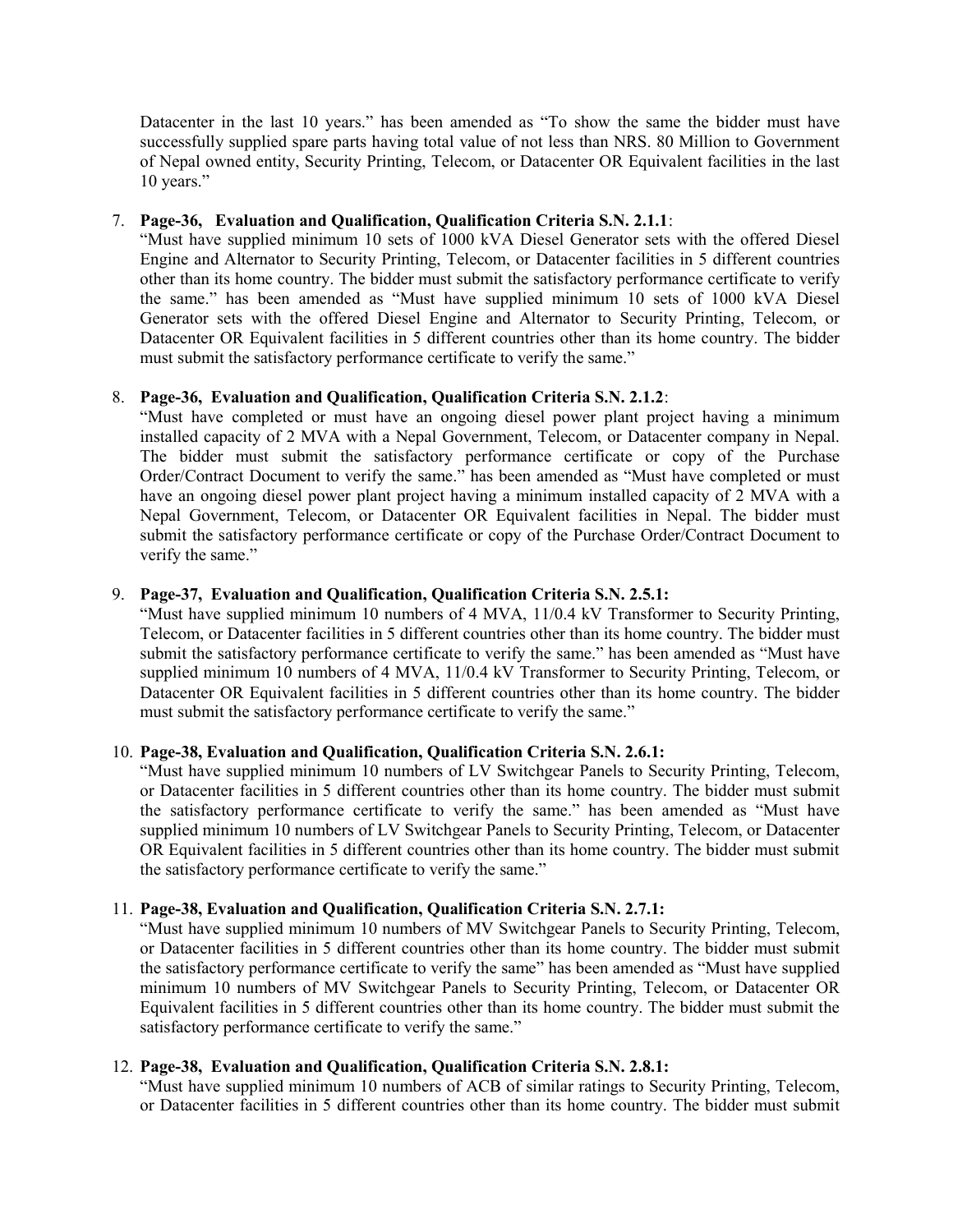Datacenter in the last 10 years." has been amended as "To show the same the bidder must have successfully supplied spare parts having total value of not less than NRS. 80 Million to Government of Nepal owned entity, Security Printing, Telecom, or Datacenter OR Equivalent facilities in the last 10 years."

7. **Page-36, Evaluation and Qualification, Qualification Criteria S.N. 2.1.1**:
   "Must have supplied minimum 10 sets of 1000 kVA Diesel Generator sets with the offered Diesel Engine and Alternator to Security Printing, Telecom, or Datacenter facilities in 5 different countries other than its home country. The bidder must submit the satisfactory performance certificate to verify the same." has been amended as "Must have supplied minimum 10 sets of 1000 kVA Diesel Generator sets with the offered Diesel Engine and Alternator to Security Printing, Telecom, or Datacenter OR Equivalent facilities in 5 different countries other than its home country. The bidder must submit the satisfactory performance certificate to verify the same."

8. **Page-36, Evaluation and Qualification, Qualification Criteria S.N. 2.1.2**:
   "Must have completed or must have an ongoing diesel power plant project having a minimum installed capacity of 2 MVA with a Nepal Government, Telecom, or Datacenter company in Nepal. The bidder must submit the satisfactory performance certificate or copy of the Purchase Order/Contract Document to verify the same." has been amended as "Must have completed or must have an ongoing diesel power plant project having a minimum installed capacity of 2 MVA with a Nepal Government, Telecom, or Datacenter OR Equivalent facilities in Nepal. The bidder must submit the satisfactory performance certificate or copy of the Purchase Order/Contract Document to verify the same."

9. **Page-37, Evaluation and Qualification, Qualification Criteria S.N. 2.5.1:**
   "Must have supplied minimum 10 numbers of 4 MVA, 11/0.4 kV Transformer to Security Printing, Telecom, or Datacenter facilities in 5 different countries other than its home country. The bidder must submit the satisfactory performance certificate to verify the same." has been amended as "Must have supplied minimum 10 numbers of 4 MVA, 11/0.4 kV Transformer to Security Printing, Telecom, or Datacenter OR Equivalent facilities in 5 different countries other than its home country. The bidder must submit the satisfactory performance certificate to verify the same."

10. **Page-38, Evaluation and Qualification, Qualification Criteria S.N. 2.6.1:**
    "Must have supplied minimum 10 numbers of LV Switchgear Panels to Security Printing, Telecom, or Datacenter facilities in 5 different countries other than its home country. The bidder must submit the satisfactory performance certificate to verify the same." has been amended as "Must have supplied minimum 10 numbers of LV Switchgear Panels to Security Printing, Telecom, or Datacenter OR Equivalent facilities in 5 different countries other than its home country. The bidder must submit the satisfactory performance certificate to verify the same."

11. **Page-38, Evaluation and Qualification, Qualification Criteria S.N. 2.7.1:**
    "Must have supplied minimum 10 numbers of MV Switchgear Panels to Security Printing, Telecom, or Datacenter facilities in 5 different countries other than its home country. The bidder must submit the satisfactory performance certificate to verify the same" has been amended as "Must have supplied minimum 10 numbers of MV Switchgear Panels to Security Printing, Telecom, or Datacenter OR Equivalent facilities in 5 different countries other than its home country. The bidder must submit the satisfactory performance certificate to verify the same."

12. **Page-38, Evaluation and Qualification, Qualification Criteria S.N. 2.8.1:**
    "Must have supplied minimum 10 numbers of ACB of similar ratings to Security Printing, Telecom, or Datacenter facilities in 5 different countries other than its home country. The bidder must submit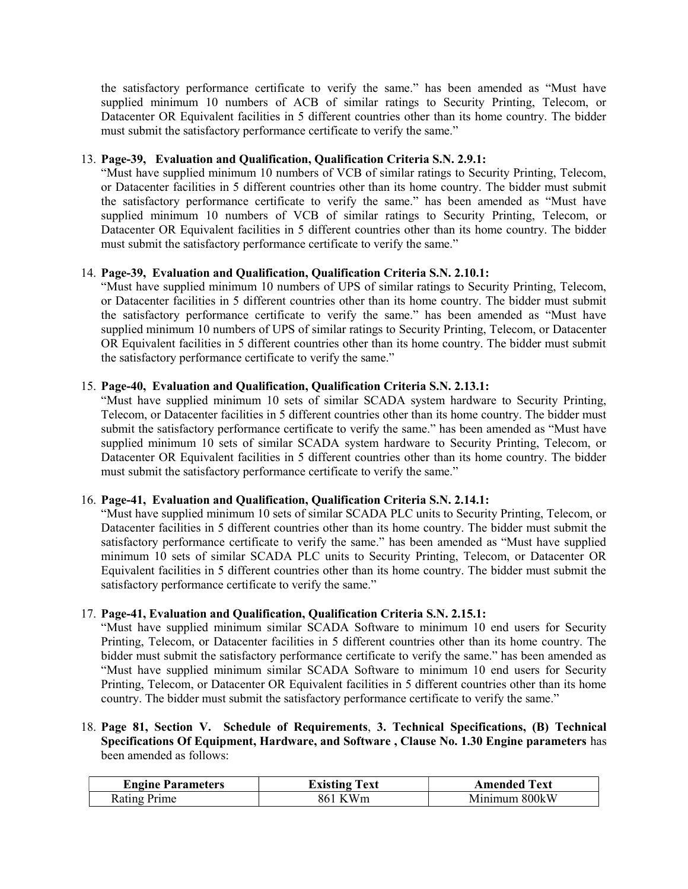the satisfactory performance certificate to verify the same." has been amended as "Must have supplied minimum 10 numbers of ACB of similar ratings to Security Printing, Telecom, or Datacenter OR Equivalent facilities in 5 different countries other than its home country. The bidder must submit the satisfactory performance certificate to verify the same."

13. **Page-39, Evaluation and Qualification, Qualification Criteria S.N. 2.9.1:**
"Must have supplied minimum 10 numbers of VCB of similar ratings to Security Printing, Telecom, or Datacenter facilities in 5 different countries other than its home country. The bidder must submit the satisfactory performance certificate to verify the same." has been amended as "Must have supplied minimum 10 numbers of VCB of similar ratings to Security Printing, Telecom, or Datacenter OR Equivalent facilities in 5 different countries other than its home country. The bidder must submit the satisfactory performance certificate to verify the same."

14. **Page-39, Evaluation and Qualification, Qualification Criteria S.N. 2.10.1:**
"Must have supplied minimum 10 numbers of UPS of similar ratings to Security Printing, Telecom, or Datacenter facilities in 5 different countries other than its home country. The bidder must submit the satisfactory performance certificate to verify the same." has been amended as "Must have supplied minimum 10 numbers of UPS of similar ratings to Security Printing, Telecom, or Datacenter OR Equivalent facilities in 5 different countries other than its home country. The bidder must submit the satisfactory performance certificate to verify the same."

15. **Page-40, Evaluation and Qualification, Qualification Criteria S.N. 2.13.1:**
"Must have supplied minimum 10 sets of similar SCADA system hardware to Security Printing, Telecom, or Datacenter facilities in 5 different countries other than its home country. The bidder must submit the satisfactory performance certificate to verify the same." has been amended as "Must have supplied minimum 10 sets of similar SCADA system hardware to Security Printing, Telecom, or Datacenter OR Equivalent facilities in 5 different countries other than its home country. The bidder must submit the satisfactory performance certificate to verify the same."

16. **Page-41, Evaluation and Qualification, Qualification Criteria S.N. 2.14.1:**
"Must have supplied minimum 10 sets of similar SCADA PLC units to Security Printing, Telecom, or Datacenter facilities in 5 different countries other than its home country. The bidder must submit the satisfactory performance certificate to verify the same." has been amended as "Must have supplied minimum 10 sets of similar SCADA PLC units to Security Printing, Telecom, or Datacenter OR Equivalent facilities in 5 different countries other than its home country. The bidder must submit the satisfactory performance certificate to verify the same."

17. **Page-41, Evaluation and Qualification, Qualification Criteria S.N. 2.15.1:**
"Must have supplied minimum similar SCADA Software to minimum 10 end users for Security Printing, Telecom, or Datacenter facilities in 5 different countries other than its home country. The bidder must submit the satisfactory performance certificate to verify the same." has been amended as "Must have supplied minimum similar SCADA Software to minimum 10 end users for Security Printing, Telecom, or Datacenter OR Equivalent facilities in 5 different countries other than its home country. The bidder must submit the satisfactory performance certificate to verify the same."

18. **Page 81, Section V. Schedule of Requirements**, **3. Technical Specifications, (B) Technical Specifications Of Equipment, Hardware, and Software , Clause No. 1.30 Engine parameters** has been amended as follows:

| Engine Parameters | Existing Text | Amended Text |
|---|---|---|
| Rating Prime | 861 KWm | Minimum 800kW |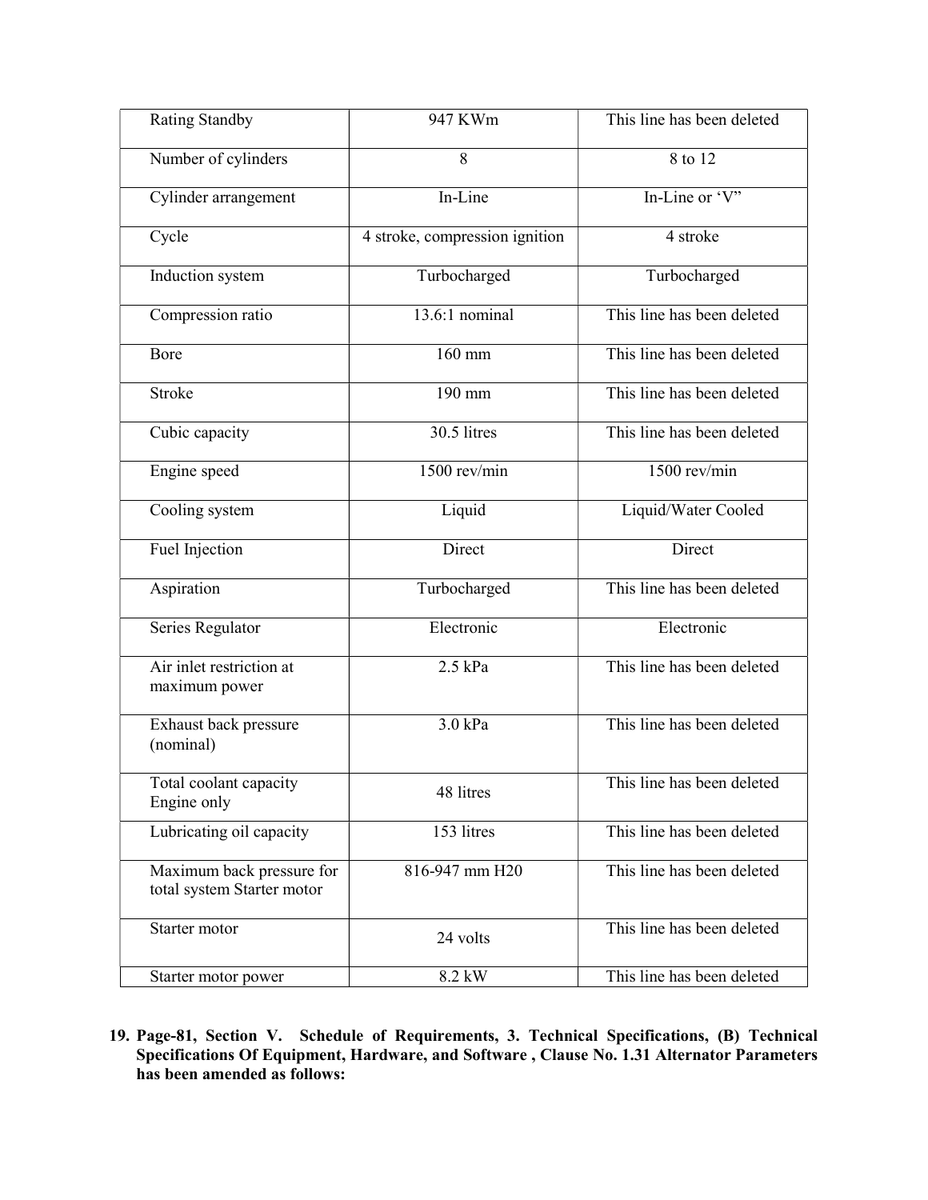| | | |
|---|---|---|
| Rating Standby | 947 KWm | This line has been deleted |
| Number of cylinders | 8 | 8 to 12 |
| Cylinder arrangement | In-Line | In-Line or 'V" |
| Cycle | 4 stroke, compression ignition | 4 stroke |
| Induction system | Turbocharged | Turbocharged |
| Compression ratio | 13.6:1 nominal | This line has been deleted |
| Bore | 160 mm | This line has been deleted |
| Stroke | 190 mm | This line has been deleted |
| Cubic capacity | 30.5 litres | This line has been deleted |
| Engine speed | 1500 rev/min | 1500 rev/min |
| Cooling system | Liquid | Liquid/Water Cooled |
| Fuel Injection | Direct | Direct |
| Aspiration | Turbocharged | This line has been deleted |
| Series Regulator | Electronic | Electronic |
| Air inlet restriction at maximum power | 2.5 kPa | This line has been deleted |
| Exhaust back pressure (nominal) | 3.0 kPa | This line has been deleted |
| Total coolant capacity Engine only | 48 litres | This line has been deleted |
| Lubricating oil capacity | 153 litres | This line has been deleted |
| Maximum back pressure for total system Starter motor | 816-947 mm H20 | This line has been deleted |
| Starter motor | 24 volts | This line has been deleted |
| Starter motor power | 8.2 kW | This line has been deleted |

**19. Page-81, Section V. Schedule of Requirements, 3. Technical Specifications, (B) Technical Specifications Of Equipment, Hardware, and Software , Clause No. 1.31 Alternator Parameters has been amended as follows:**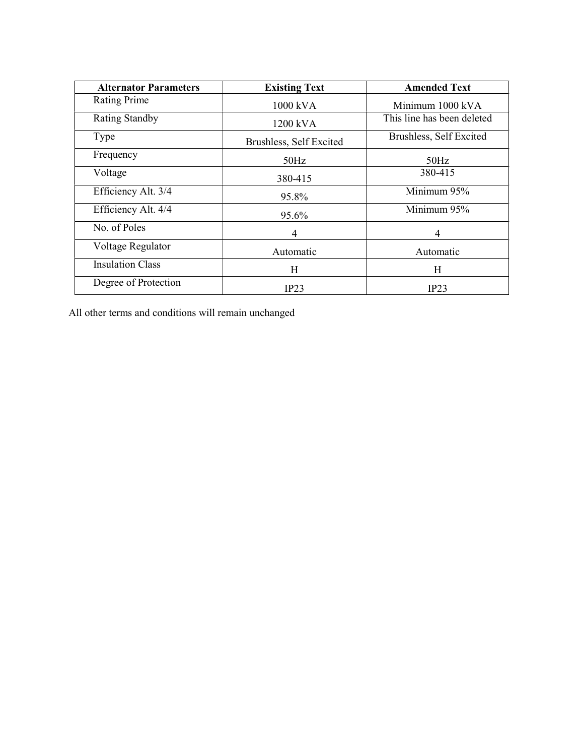| Alternator Parameters | Existing Text | Amended Text |
|---|---|---|
| Rating Prime | 1000 kVA | Minimum 1000 kVA |
| Rating Standby | 1200 kVA | This line has been deleted |
| Type | Brushless, Self Excited | Brushless, Self Excited |
| Frequency | 50Hz | 50Hz |
| Voltage | 380-415 | 380-415 |
| Efficiency Alt. 3/4 | 95.8% | Minimum 95% |
| Efficiency Alt. 4/4 | 95.6% | Minimum 95% |
| No. of Poles | 4 | 4 |
| Voltage Regulator | Automatic | Automatic |
| Insulation Class | H | H |
| Degree of Protection | IP23 | IP23 |

All other terms and conditions will remain unchanged